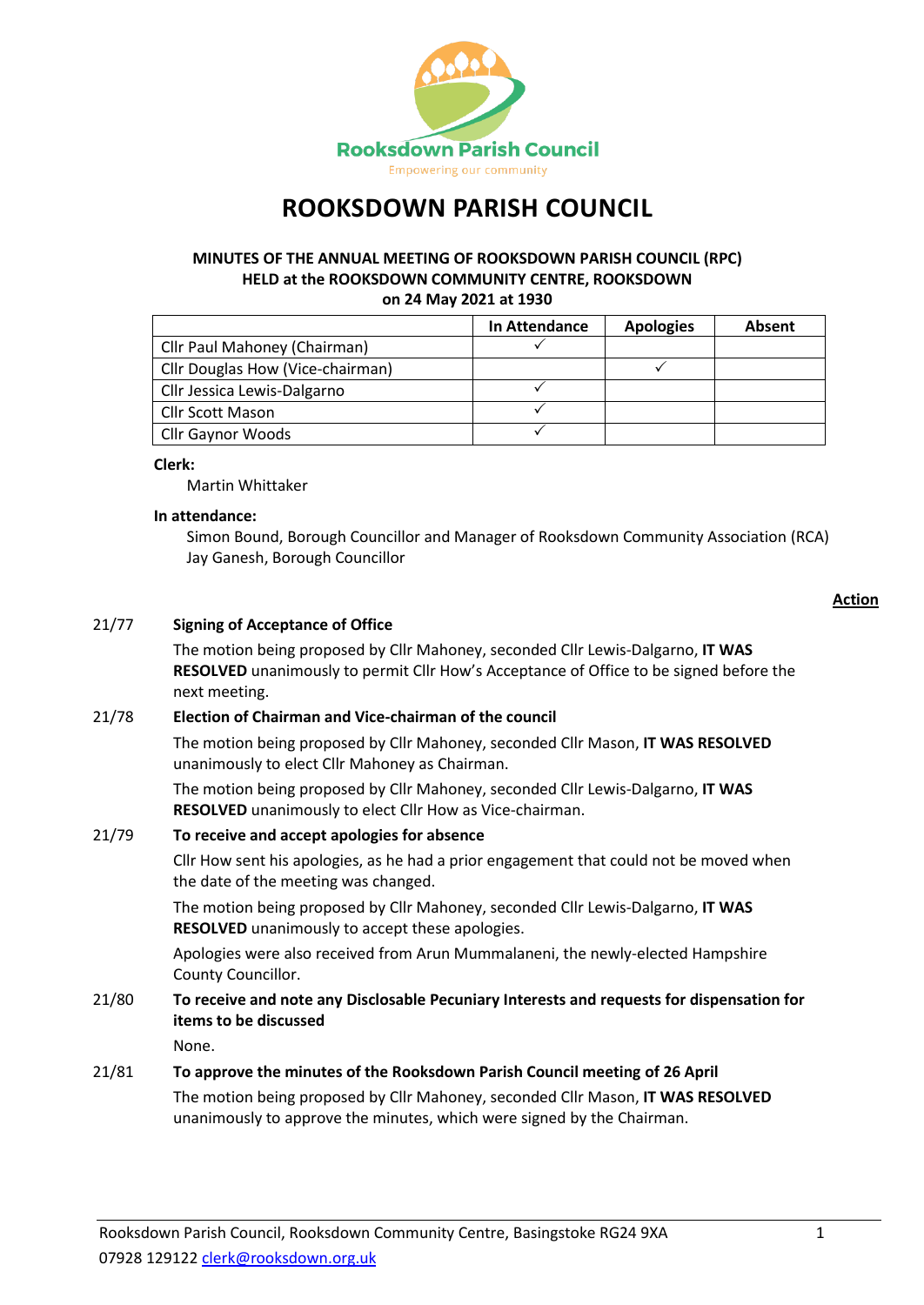Rooksdown Parish Council

Empowering our community

# ROOKSDOWN PARISH COUNCIL

**MINUTES OF THE ANNUAL MEETING OF ROOKSDOWN PARISH COUNCIL (RPC) HELD at the ROOKSDOWN COMMUNITY CENTRE, ROOKSDOWN on 24 May 2021 at 1930**

| | In Attendance | Apologies | Absent |
|---|---|---|---|
| Cllr Paul Mahoney (Chairman) | ✓ | | |
| Cllr Douglas How (Vice-chairman) | | ✓ | |
| Cllr Jessica Lewis-Dalgarno | ✓ | | |
| Cllr Scott Mason | ✓ | | |
| Cllr Gaynor Woods | ✓ | | |

**Clerk:**

Martin Whittaker

**In attendance:**

Simon Bound, Borough Councillor and Manager of Rooksdown Community Association (RCA)
Jay Ganesh, Borough Councillor

**Action**

**21/77 Signing of Acceptance of Office**

The motion being proposed by Cllr Mahoney, seconded Cllr Lewis-Dalgarno, **IT WAS RESOLVED** unanimously to permit Cllr How's Acceptance of Office to be signed before the next meeting.

**21/78 Election of Chairman and Vice-chairman of the council**

The motion being proposed by Cllr Mahoney, seconded Cllr Mason, **IT WAS RESOLVED** unanimously to elect Cllr Mahoney as Chairman.

The motion being proposed by Cllr Mahoney, seconded Cllr Lewis-Dalgarno, **IT WAS RESOLVED** unanimously to elect Cllr How as Vice-chairman.

**21/79 To receive and accept apologies for absence**

Cllr How sent his apologies, as he had a prior engagement that could not be moved when the date of the meeting was changed.

The motion being proposed by Cllr Mahoney, seconded Cllr Lewis-Dalgarno, **IT WAS RESOLVED** unanimously to accept these apologies.

Apologies were also received from Arun Mummalaneni, the newly-elected Hampshire County Councillor.

**21/80 To receive and note any Disclosable Pecuniary Interests and requests for dispensation for items to be discussed**

None.

**21/81 To approve the minutes of the Rooksdown Parish Council meeting of 26 April**

The motion being proposed by Cllr Mahoney, seconded Cllr Mason, **IT WAS RESOLVED** unanimously to approve the minutes, which were signed by the Chairman.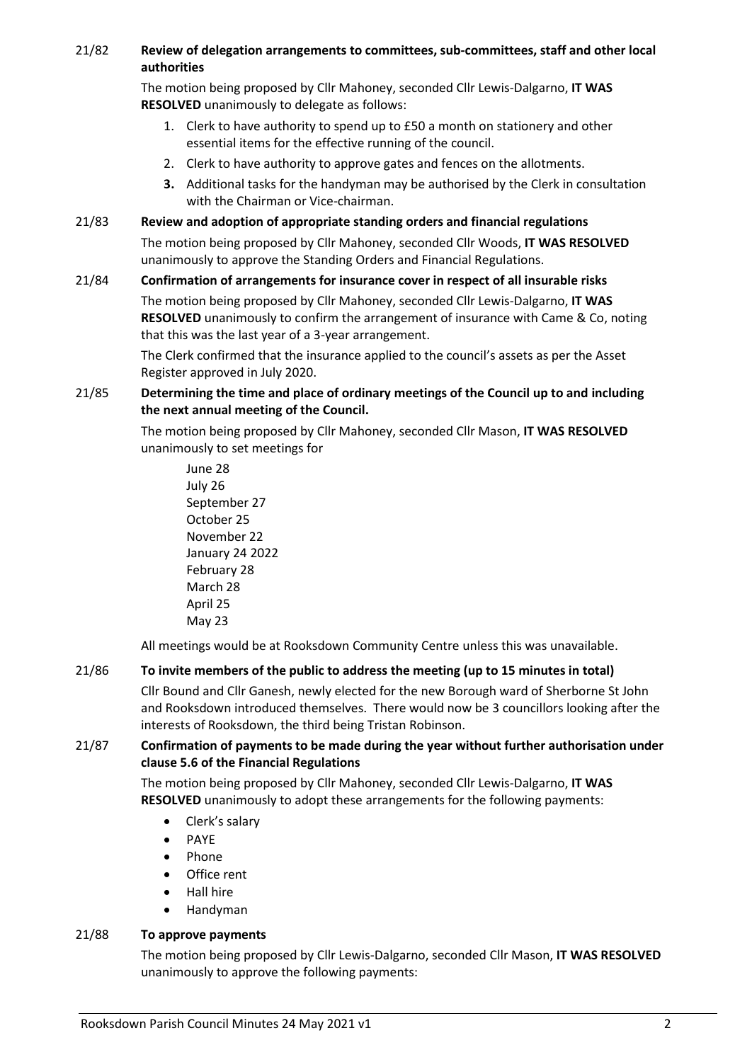21/82 **Review of delegation arrangements to committees, sub-committees, staff and other local authorities**

The motion being proposed by Cllr Mahoney, seconded Cllr Lewis-Dalgarno, **IT WAS RESOLVED** unanimously to delegate as follows:

1. Clerk to have authority to spend up to £50 a month on stationery and other essential items for the effective running of the council.
2. Clerk to have authority to approve gates and fences on the allotments.
3. Additional tasks for the handyman may be authorised by the Clerk in consultation with the Chairman or Vice-chairman.

21/83 **Review and adoption of appropriate standing orders and financial regulations**

The motion being proposed by Cllr Mahoney, seconded Cllr Woods, **IT WAS RESOLVED** unanimously to approve the Standing Orders and Financial Regulations.

21/84 **Confirmation of arrangements for insurance cover in respect of all insurable risks**

The motion being proposed by Cllr Mahoney, seconded Cllr Lewis-Dalgarno, **IT WAS RESOLVED** unanimously to confirm the arrangement of insurance with Came & Co, noting that this was the last year of a 3-year arrangement.

The Clerk confirmed that the insurance applied to the council's assets as per the Asset Register approved in July 2020.

21/85 **Determining the time and place of ordinary meetings of the Council up to and including the next annual meeting of the Council.**

The motion being proposed by Cllr Mahoney, seconded Cllr Mason, **IT WAS RESOLVED** unanimously to set meetings for

June 28
July 26
September 27
October 25
November 22
January 24 2022
February 28
March 28
April 25
May 23

All meetings would be at Rooksdown Community Centre unless this was unavailable.

21/86 **To invite members of the public to address the meeting (up to 15 minutes in total)**

Cllr Bound and Cllr Ganesh, newly elected for the new Borough ward of Sherborne St John and Rooksdown introduced themselves. There would now be 3 councillors looking after the interests of Rooksdown, the third being Tristan Robinson.

21/87 **Confirmation of payments to be made during the year without further authorisation under clause 5.6 of the Financial Regulations**

The motion being proposed by Cllr Mahoney, seconded Cllr Lewis-Dalgarno, **IT WAS RESOLVED** unanimously to adopt these arrangements for the following payments:

- Clerk's salary
- PAYE
- Phone
- Office rent
- Hall hire
- Handyman

21/88 **To approve payments**

The motion being proposed by Cllr Lewis-Dalgarno, seconded Cllr Mason, **IT WAS RESOLVED** unanimously to approve the following payments: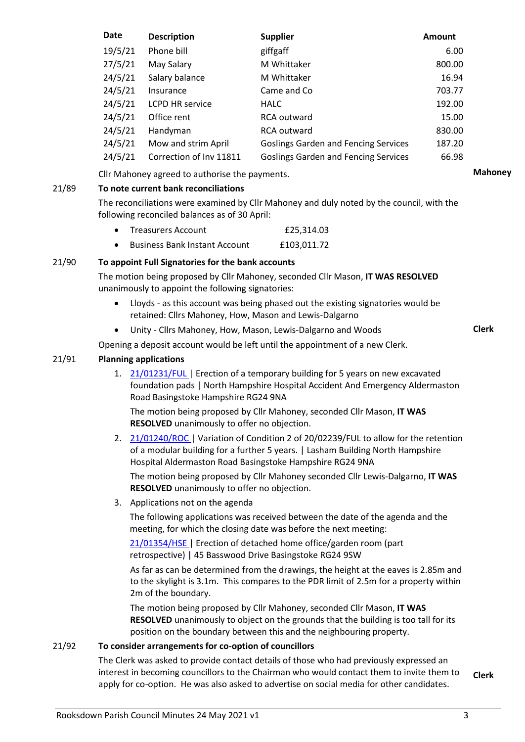| Date | Description | Supplier | Amount |
|---|---|---|---|
| 19/5/21 | Phone bill | giffgaff | 6.00 |
| 27/5/21 | May Salary | M Whittaker | 800.00 |
| 24/5/21 | Salary balance | M Whittaker | 16.94 |
| 24/5/21 | Insurance | Came and Co | 703.77 |
| 24/5/21 | LCPD HR service | HALC | 192.00 |
| 24/5/21 | Office rent | RCA outward | 15.00 |
| 24/5/21 | Handyman | RCA outward | 830.00 |
| 24/5/21 | Mow and strim April | Goslings Garden and Fencing Services | 187.20 |
| 24/5/21 | Correction of Inv 11811 | Goslings Garden and Fencing Services | 66.98 |

Cllr Mahoney agreed to authorise the payments. **Mahoney**

**21/89 To note current bank reconciliations**

The reconciliations were examined by Cllr Mahoney and duly noted by the council, with the following reconciled balances as of 30 April:

- Treasurers Account £25,314.03
- Business Bank Instant Account £103,011.72

**21/90 To appoint Full Signatories for the bank accounts**

The motion being proposed by Cllr Mahoney, seconded Cllr Mason, **IT WAS RESOLVED** unanimously to appoint the following signatories:

- Lloyds - as this account was being phased out the existing signatories would be retained: Cllrs Mahoney, How, Mason and Lewis-Dalgarno
- Unity - Cllrs Mahoney, How, Mason, Lewis-Dalgarno and Woods **Clerk**

Opening a deposit account would be left until the appointment of a new Clerk.

**21/91 Planning applications**

1. 21/01231/FUL | Erection of a temporary building for 5 years on new excavated foundation pads | North Hampshire Hospital Accident And Emergency Aldermaston Road Basingstoke Hampshire RG24 9NA

   The motion being proposed by Cllr Mahoney, seconded Cllr Mason, **IT WAS RESOLVED** unanimously to offer no objection.

2. 21/01240/ROC | Variation of Condition 2 of 20/02239/FUL to allow for the retention of a modular building for a further 5 years. | Lasham Building North Hampshire Hospital Aldermaston Road Basingstoke Hampshire RG24 9NA

   The motion being proposed by Cllr Mahoney seconded Cllr Lewis-Dalgarno, **IT WAS RESOLVED** unanimously to offer no objection.

3. Applications not on the agenda

   The following applications was received between the date of the agenda and the meeting, for which the closing date was before the next meeting:

   21/01354/HSE | Erection of detached home office/garden room (part retrospective) | 45 Basswood Drive Basingstoke RG24 9SW

   As far as can be determined from the drawings, the height at the eaves is 2.85m and to the skylight is 3.1m. This compares to the PDR limit of 2.5m for a property within 2m of the boundary.

   The motion being proposed by Cllr Mahoney, seconded Cllr Mason, **IT WAS RESOLVED** unanimously to object on the grounds that the building is too tall for its position on the boundary between this and the neighbouring property.

**21/92 To consider arrangements for co-option of councillors**

The Clerk was asked to provide contact details of those who had previously expressed an interest in becoming councillors to the Chairman who would contact them to invite them to apply for co-option. He was also asked to advertise on social media for other candidates. **Clerk**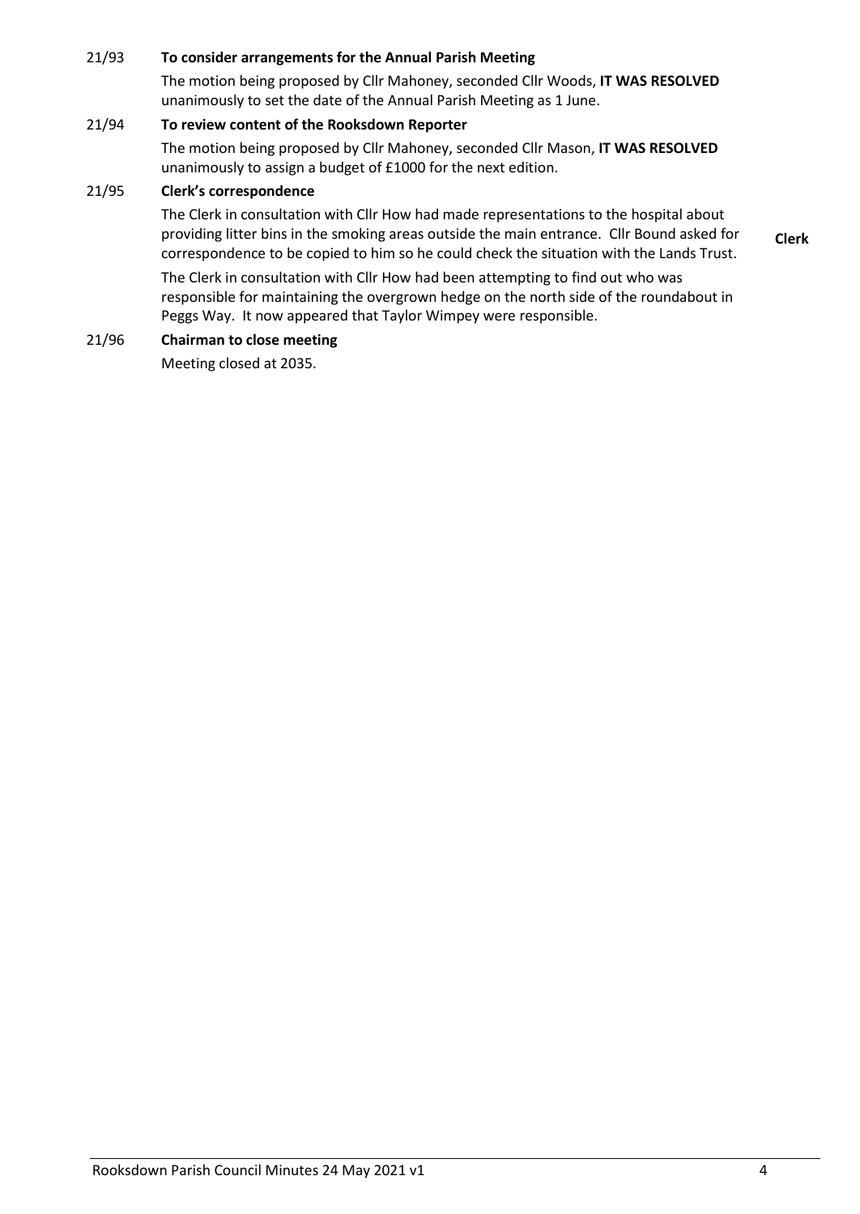21/93 **To consider arrangements for the Annual Parish Meeting**

The motion being proposed by Cllr Mahoney, seconded Cllr Woods, **IT WAS RESOLVED** unanimously to set the date of the Annual Parish Meeting as 1 June.

21/94 **To review content of the Rooksdown Reporter**

The motion being proposed by Cllr Mahoney, seconded Cllr Mason, **IT WAS RESOLVED** unanimously to assign a budget of £1000 for the next edition.

21/95 **Clerk's correspondence**

The Clerk in consultation with Cllr How had made representations to the hospital about providing litter bins in the smoking areas outside the main entrance. Cllr Bound asked for correspondence to be copied to him so he could check the situation with the Lands Trust. **Clerk**

The Clerk in consultation with Cllr How had been attempting to find out who was responsible for maintaining the overgrown hedge on the north side of the roundabout in Peggs Way. It now appeared that Taylor Wimpey were responsible.

21/96 **Chairman to close meeting**

Meeting closed at 2035.